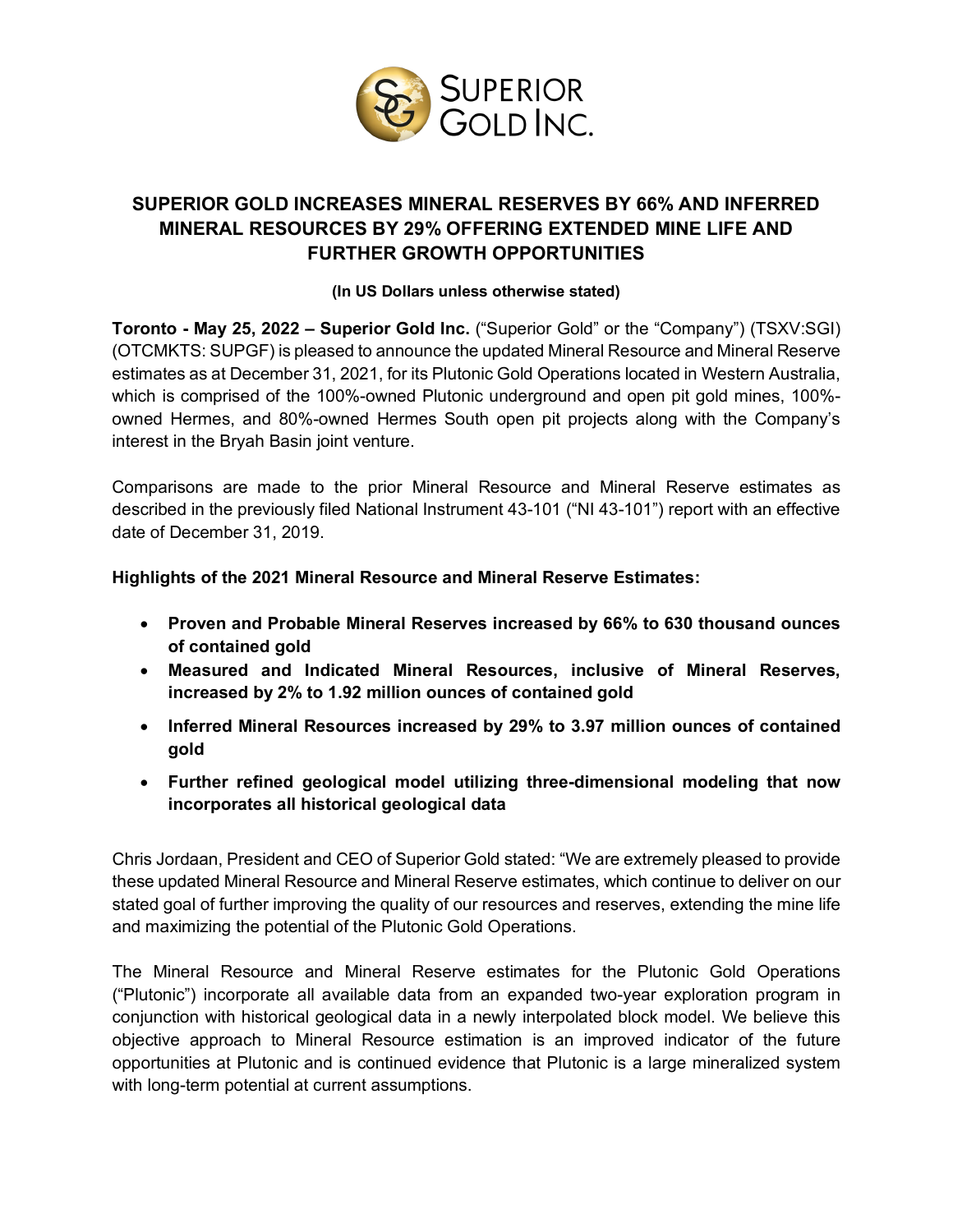# SUPERIOR GOLD INCREASES MINERAL RESERVES BY 66% AND INFERRED MINERAL RESOURCES BY 29% OFFERING EXTENDED MINE LIFE AND FURTHER GROWTH OPPORTUNITIES

**(In US Dollars unless otherwise stated)**

**Toronto - May 25, 2022 – Superior Gold Inc.** ("Superior Gold" or the "Company") (TSXV:SGI) (OTCMKTS: SUPGF) is pleased to announce the updated Mineral Resource and Mineral Reserve estimates as at December 31, 2021, for its Plutonic Gold Operations located in Western Australia, which is comprised of the 100%-owned Plutonic underground and open pit gold mines, 100%-owned Hermes, and 80%-owned Hermes South open pit projects along with the Company's interest in the Bryah Basin joint venture.

Comparisons are made to the prior Mineral Resource and Mineral Reserve estimates as described in the previously filed National Instrument 43-101 ("NI 43-101") report with an effective date of December 31, 2019.

**Highlights of the 2021 Mineral Resource and Mineral Reserve Estimates:**

- **Proven and Probable Mineral Reserves increased by 66% to 630 thousand ounces of contained gold**
- **Measured and Indicated Mineral Resources, inclusive of Mineral Reserves, increased by 2% to 1.92 million ounces of contained gold**
- **Inferred Mineral Resources increased by 29% to 3.97 million ounces of contained gold**
- **Further refined geological model utilizing three-dimensional modeling that now incorporates all historical geological data**

Chris Jordaan, President and CEO of Superior Gold stated: "We are extremely pleased to provide these updated Mineral Resource and Mineral Reserve estimates, which continue to deliver on our stated goal of further improving the quality of our resources and reserves, extending the mine life and maximizing the potential of the Plutonic Gold Operations.

The Mineral Resource and Mineral Reserve estimates for the Plutonic Gold Operations ("Plutonic") incorporate all available data from an expanded two-year exploration program in conjunction with historical geological data in a newly interpolated block model. We believe this objective approach to Mineral Resource estimation is an improved indicator of the future opportunities at Plutonic and is continued evidence that Plutonic is a large mineralized system with long-term potential at current assumptions.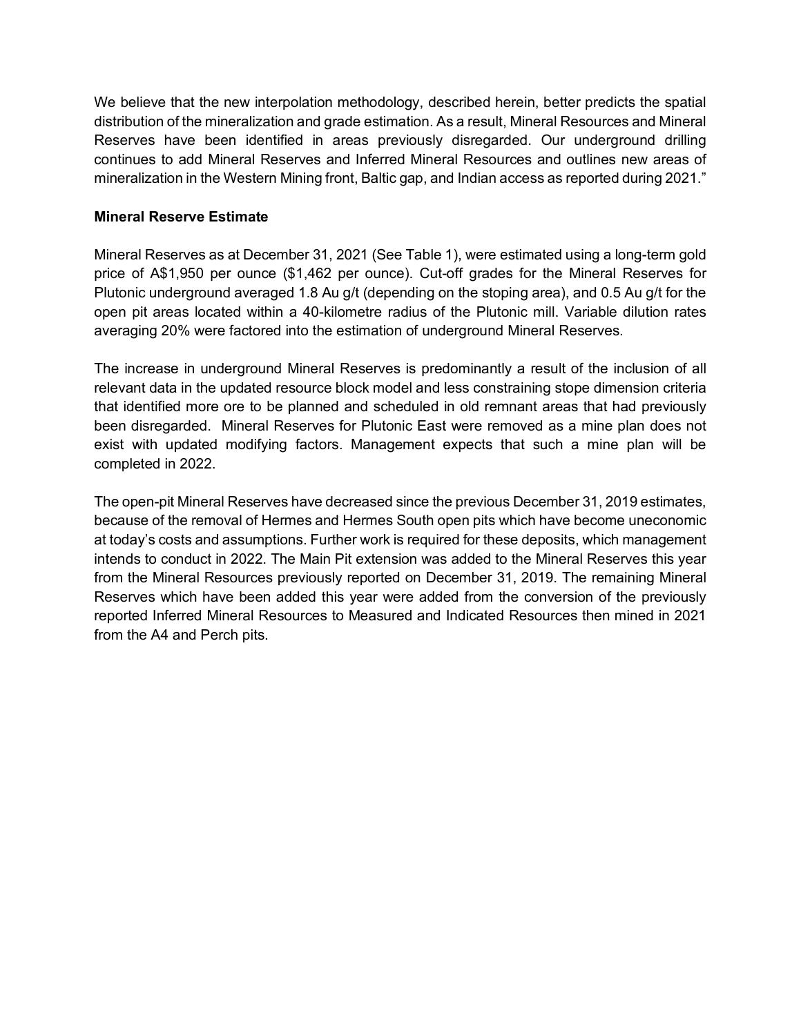We believe that the new interpolation methodology, described herein, better predicts the spatial distribution of the mineralization and grade estimation. As a result, Mineral Resources and Mineral Reserves have been identified in areas previously disregarded. Our underground drilling continues to add Mineral Reserves and Inferred Mineral Resources and outlines new areas of mineralization in the Western Mining front, Baltic gap, and Indian access as reported during 2021."

**Mineral Reserve Estimate**

Mineral Reserves as at December 31, 2021 (See Table 1), were estimated using a long-term gold price of A$1,950 per ounce ($1,462 per ounce). Cut-off grades for the Mineral Reserves for Plutonic underground averaged 1.8 Au g/t (depending on the stoping area), and 0.5 Au g/t for the open pit areas located within a 40-kilometre radius of the Plutonic mill. Variable dilution rates averaging 20% were factored into the estimation of underground Mineral Reserves.

The increase in underground Mineral Reserves is predominantly a result of the inclusion of all relevant data in the updated resource block model and less constraining stope dimension criteria that identified more ore to be planned and scheduled in old remnant areas that had previously been disregarded. Mineral Reserves for Plutonic East were removed as a mine plan does not exist with updated modifying factors. Management expects that such a mine plan will be completed in 2022.

The open-pit Mineral Reserves have decreased since the previous December 31, 2019 estimates, because of the removal of Hermes and Hermes South open pits which have become uneconomic at today's costs and assumptions. Further work is required for these deposits, which management intends to conduct in 2022. The Main Pit extension was added to the Mineral Reserves this year from the Mineral Resources previously reported on December 31, 2019. The remaining Mineral Reserves which have been added this year were added from the conversion of the previously reported Inferred Mineral Resources to Measured and Indicated Resources then mined in 2021 from the A4 and Perch pits.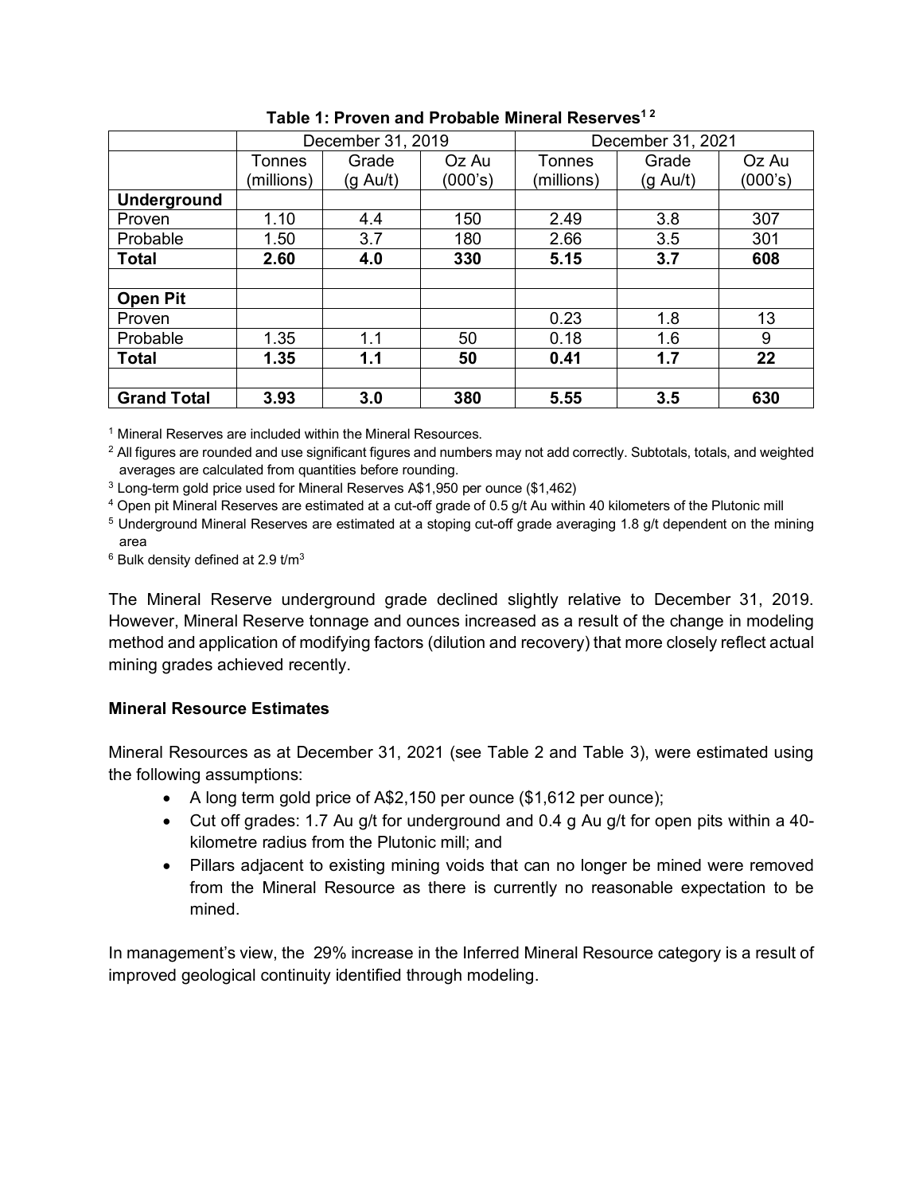**Table 1: Proven and Probable Mineral Reserves[1 2]**

| | December 31, 2019 | | | December 31, 2021 | | |
|---|---|---|---|---|---|---|
| | Tonnes (millions) | Grade (g Au/t) | Oz Au (000's) | Tonnes (millions) | Grade (g Au/t) | Oz Au (000's) |
| **Underground** | | | | | | |
| Proven | 1.10 | 4.4 | 150 | 2.49 | 3.8 | 307 |
| Probable | 1.50 | 3.7 | 180 | 2.66 | 3.5 | 301 |
| **Total** | **2.60** | **4.0** | **330** | **5.15** | **3.7** | **608** |
| | | | | | | |
| **Open Pit** | | | | | | |
| Proven | | | | 0.23 | 1.8 | 13 |
| Probable | 1.35 | 1.1 | 50 | 0.18 | 1.6 | 9 |
| **Total** | **1.35** | **1.1** | **50** | **0.41** | **1.7** | **22** |
| | | | | | | |
| **Grand Total** | **3.93** | **3.0** | **380** | **5.55** | **3.5** | **630** |

[1] Mineral Reserves are included within the Mineral Resources.

[2] All figures are rounded and use significant figures and numbers may not add correctly. Subtotals, totals, and weighted averages are calculated from quantities before rounding.

[3] Long-term gold price used for Mineral Reserves A$1,950 per ounce ($1,462)

[4] Open pit Mineral Reserves are estimated at a cut-off grade of 0.5 g/t Au within 40 kilometers of the Plutonic mill

[5] Underground Mineral Reserves are estimated at a stoping cut-off grade averaging 1.8 g/t dependent on the mining area

[6] Bulk density defined at 2.9 t/m$^3$

The Mineral Reserve underground grade declined slightly relative to December 31, 2019. However, Mineral Reserve tonnage and ounces increased as a result of the change in modeling method and application of modifying factors (dilution and recovery) that more closely reflect actual mining grades achieved recently.

**Mineral Resource Estimates**

Mineral Resources as at December 31, 2021 (see Table 2 and Table 3), were estimated using the following assumptions:

- A long term gold price of A$2,150 per ounce ($1,612 per ounce);
- Cut off grades: 1.7 Au g/t for underground and 0.4 g Au g/t for open pits within a 40-kilometre radius from the Plutonic mill; and
- Pillars adjacent to existing mining voids that can no longer be mined were removed from the Mineral Resource as there is currently no reasonable expectation to be mined.

In management's view, the 29% increase in the Inferred Mineral Resource category is a result of improved geological continuity identified through modeling.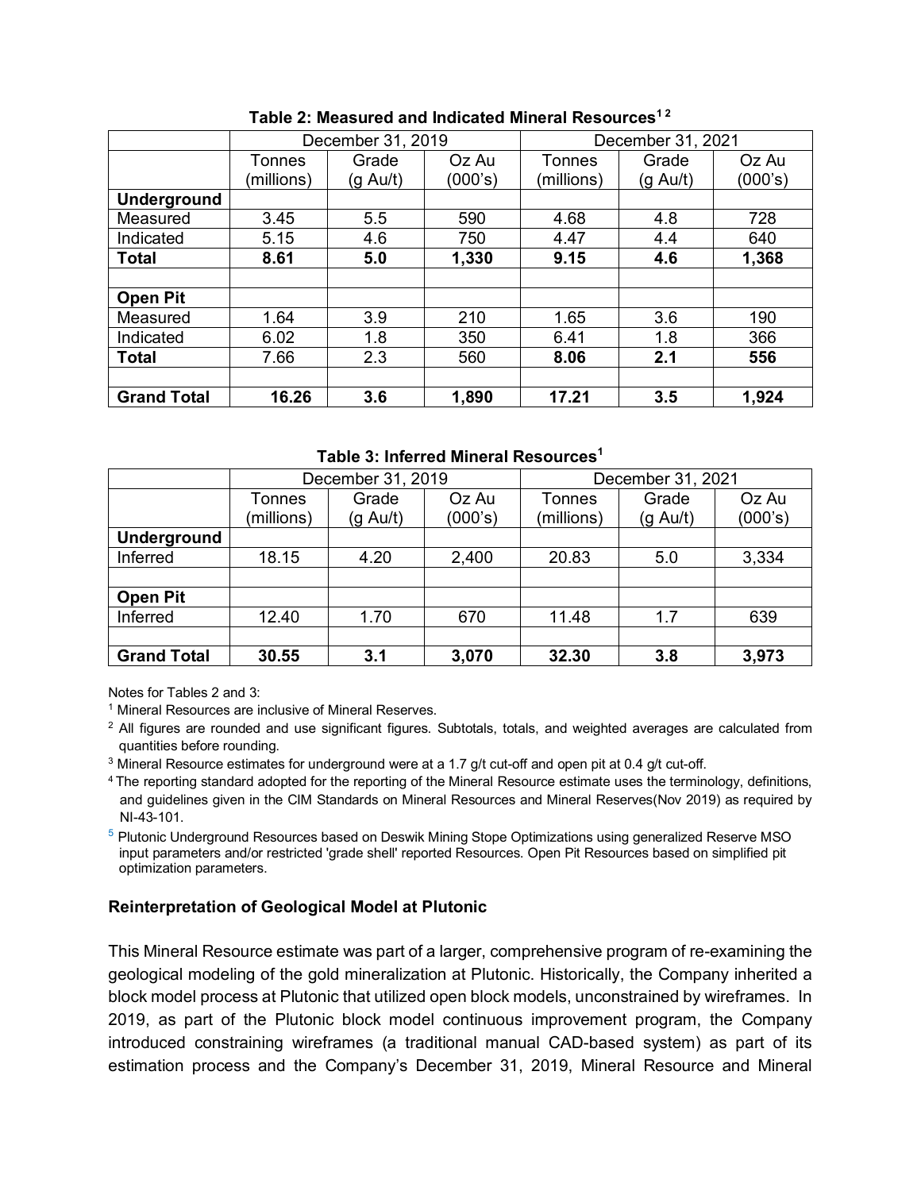**Table 2: Measured and Indicated Mineral Resources[1 2]**

| | December 31, 2019 | | | December 31, 2021 | | |
|---|---|---|---|---|---|---|
| | Tonnes (millions) | Grade (g Au/t) | Oz Au (000's) | Tonnes (millions) | Grade (g Au/t) | Oz Au (000's) |
| **Underground** | | | | | | |
| Measured | 3.45 | 5.5 | 590 | 4.68 | 4.8 | 728 |
| Indicated | 5.15 | 4.6 | 750 | 4.47 | 4.4 | 640 |
| **Total** | **8.61** | **5.0** | **1,330** | **9.15** | **4.6** | **1,368** |
| | | | | | | |
| **Open Pit** | | | | | | |
| Measured | 1.64 | 3.9 | 210 | 1.65 | 3.6 | 190 |
| Indicated | 6.02 | 1.8 | 350 | 6.41 | 1.8 | 366 |
| **Total** | 7.66 | 2.3 | 560 | **8.06** | **2.1** | **556** |
| | | | | | | |
| **Grand Total** | **16.26** | **3.6** | **1,890** | **17.21** | **3.5** | **1,924** |

**Table 3: Inferred Mineral Resources[1]**

| | December 31, 2019 | | | December 31, 2021 | | |
|---|---|---|---|---|---|---|
| | Tonnes (millions) | Grade (g Au/t) | Oz Au (000's) | Tonnes (millions) | Grade (g Au/t) | Oz Au (000's) |
| **Underground** | | | | | | |
| Inferred | 18.15 | 4.20 | 2,400 | 20.83 | 5.0 | 3,334 |
| | | | | | | |
| **Open Pit** | | | | | | |
| Inferred | 12.40 | 1.70 | 670 | 11.48 | 1.7 | 639 |
| | | | | | | |
| **Grand Total** | **30.55** | **3.1** | **3,070** | **32.30** | **3.8** | **3,973** |

Notes for Tables 2 and 3:

[1] Mineral Resources are inclusive of Mineral Reserves.

[2] All figures are rounded and use significant figures. Subtotals, totals, and weighted averages are calculated from quantities before rounding.

[3] Mineral Resource estimates for underground were at a 1.7 g/t cut-off and open pit at 0.4 g/t cut-off.

[4] The reporting standard adopted for the reporting of the Mineral Resource estimate uses the terminology, definitions, and guidelines given in the CIM Standards on Mineral Resources and Mineral Reserves(Nov 2019) as required by NI-43-101.

[5] Plutonic Underground Resources based on Deswik Mining Stope Optimizations using generalized Reserve MSO input parameters and/or restricted 'grade shell' reported Resources. Open Pit Resources based on simplified pit optimization parameters.

### Reinterpretation of Geological Model at Plutonic

This Mineral Resource estimate was part of a larger, comprehensive program of re-examining the geological modeling of the gold mineralization at Plutonic. Historically, the Company inherited a block model process at Plutonic that utilized open block models, unconstrained by wireframes. In 2019, as part of the Plutonic block model continuous improvement program, the Company introduced constraining wireframes (a traditional manual CAD-based system) as part of its estimation process and the Company's December 31, 2019, Mineral Resource and Mineral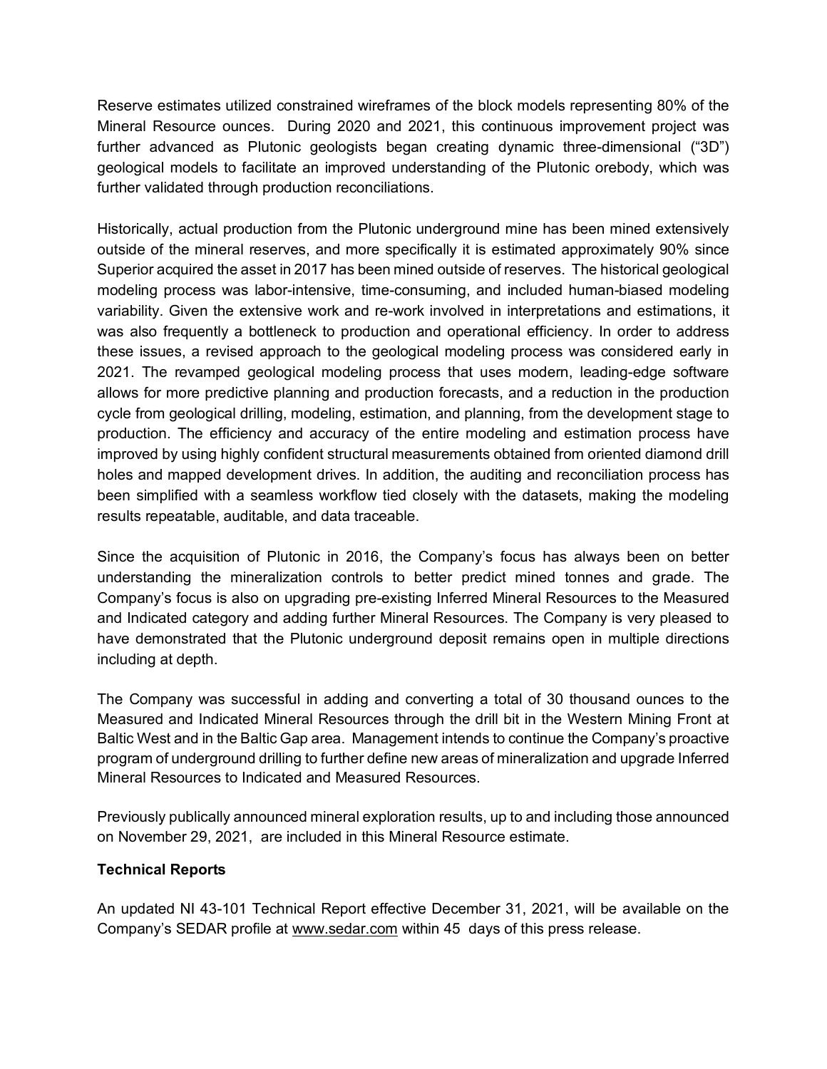Reserve estimates utilized constrained wireframes of the block models representing 80% of the Mineral Resource ounces. During 2020 and 2021, this continuous improvement project was further advanced as Plutonic geologists began creating dynamic three-dimensional ("3D") geological models to facilitate an improved understanding of the Plutonic orebody, which was further validated through production reconciliations.

Historically, actual production from the Plutonic underground mine has been mined extensively outside of the mineral reserves, and more specifically it is estimated approximately 90% since Superior acquired the asset in 2017 has been mined outside of reserves. The historical geological modeling process was labor-intensive, time-consuming, and included human-biased modeling variability. Given the extensive work and re-work involved in interpretations and estimations, it was also frequently a bottleneck to production and operational efficiency. In order to address these issues, a revised approach to the geological modeling process was considered early in 2021. The revamped geological modeling process that uses modern, leading-edge software allows for more predictive planning and production forecasts, and a reduction in the production cycle from geological drilling, modeling, estimation, and planning, from the development stage to production. The efficiency and accuracy of the entire modeling and estimation process have improved by using highly confident structural measurements obtained from oriented diamond drill holes and mapped development drives. In addition, the auditing and reconciliation process has been simplified with a seamless workflow tied closely with the datasets, making the modeling results repeatable, auditable, and data traceable.

Since the acquisition of Plutonic in 2016, the Company's focus has always been on better understanding the mineralization controls to better predict mined tonnes and grade. The Company's focus is also on upgrading pre-existing Inferred Mineral Resources to the Measured and Indicated category and adding further Mineral Resources. The Company is very pleased to have demonstrated that the Plutonic underground deposit remains open in multiple directions including at depth.

The Company was successful in adding and converting a total of 30 thousand ounces to the Measured and Indicated Mineral Resources through the drill bit in the Western Mining Front at Baltic West and in the Baltic Gap area. Management intends to continue the Company's proactive program of underground drilling to further define new areas of mineralization and upgrade Inferred Mineral Resources to Indicated and Measured Resources.

Previously publically announced mineral exploration results, up to and including those announced on November 29, 2021, are included in this Mineral Resource estimate.

**Technical Reports**

An updated NI 43-101 Technical Report effective December 31, 2021, will be available on the Company's SEDAR profile at www.sedar.com within 45 days of this press release.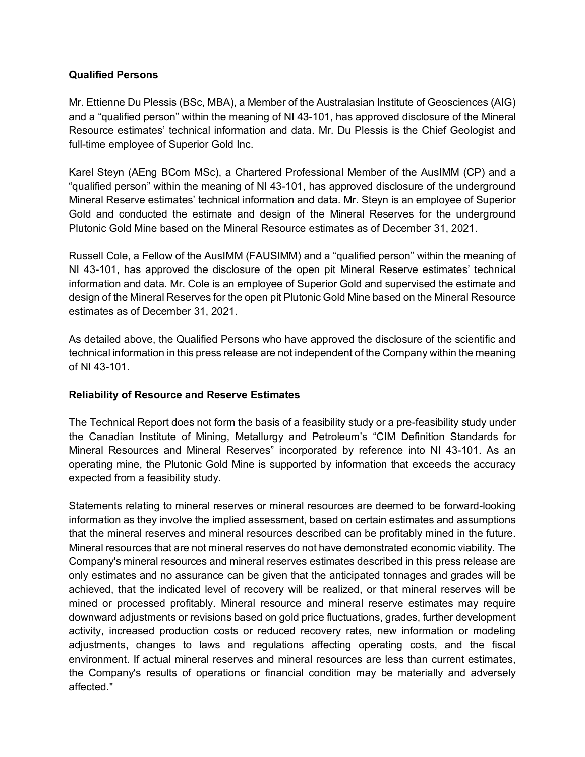**Qualified Persons**

Mr. Ettienne Du Plessis (BSc, MBA), a Member of the Australasian Institute of Geosciences (AIG) and a "qualified person" within the meaning of NI 43-101, has approved disclosure of the Mineral Resource estimates' technical information and data. Mr. Du Plessis is the Chief Geologist and full-time employee of Superior Gold Inc.

Karel Steyn (AEng BCom MSc), a Chartered Professional Member of the AusIMM (CP) and a "qualified person" within the meaning of NI 43-101, has approved disclosure of the underground Mineral Reserve estimates' technical information and data. Mr. Steyn is an employee of Superior Gold and conducted the estimate and design of the Mineral Reserves for the underground Plutonic Gold Mine based on the Mineral Resource estimates as of December 31, 2021.

Russell Cole, a Fellow of the AusIMM (FAUSIMM) and a "qualified person" within the meaning of NI 43-101, has approved the disclosure of the open pit Mineral Reserve estimates' technical information and data. Mr. Cole is an employee of Superior Gold and supervised the estimate and design of the Mineral Reserves for the open pit Plutonic Gold Mine based on the Mineral Resource estimates as of December 31, 2021.

As detailed above, the Qualified Persons who have approved the disclosure of the scientific and technical information in this press release are not independent of the Company within the meaning of NI 43-101.

**Reliability of Resource and Reserve Estimates**

The Technical Report does not form the basis of a feasibility study or a pre-feasibility study under the Canadian Institute of Mining, Metallurgy and Petroleum's "CIM Definition Standards for Mineral Resources and Mineral Reserves" incorporated by reference into NI 43-101. As an operating mine, the Plutonic Gold Mine is supported by information that exceeds the accuracy expected from a feasibility study.

Statements relating to mineral reserves or mineral resources are deemed to be forward-looking information as they involve the implied assessment, based on certain estimates and assumptions that the mineral reserves and mineral resources described can be profitably mined in the future. Mineral resources that are not mineral reserves do not have demonstrated economic viability. The Company's mineral resources and mineral reserves estimates described in this press release are only estimates and no assurance can be given that the anticipated tonnages and grades will be achieved, that the indicated level of recovery will be realized, or that mineral reserves will be mined or processed profitably. Mineral resource and mineral reserve estimates may require downward adjustments or revisions based on gold price fluctuations, grades, further development activity, increased production costs or reduced recovery rates, new information or modeling adjustments, changes to laws and regulations affecting operating costs, and the fiscal environment. If actual mineral reserves and mineral resources are less than current estimates, the Company's results of operations or financial condition may be materially and adversely affected."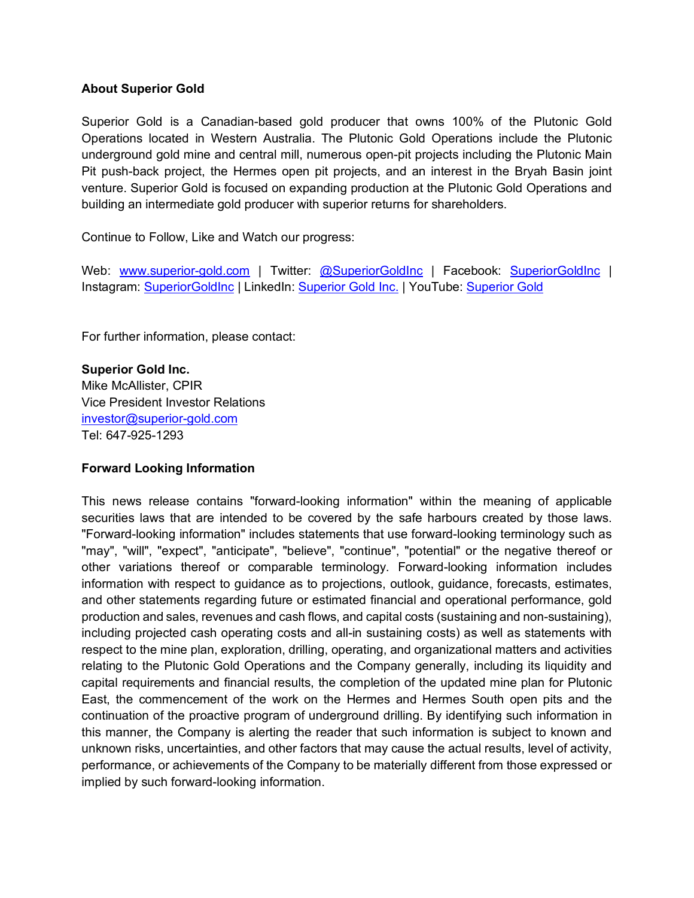**About Superior Gold**

Superior Gold is a Canadian-based gold producer that owns 100% of the Plutonic Gold Operations located in Western Australia. The Plutonic Gold Operations include the Plutonic underground gold mine and central mill, numerous open-pit projects including the Plutonic Main Pit push-back project, the Hermes open pit projects, and an interest in the Bryah Basin joint venture. Superior Gold is focused on expanding production at the Plutonic Gold Operations and building an intermediate gold producer with superior returns for shareholders.

Continue to Follow, Like and Watch our progress:

Web: [www.superior-gold.com](www.superior-gold.com) | Twitter: @SuperiorGoldInc | Facebook: SuperiorGoldInc | Instagram: SuperiorGoldInc | LinkedIn: Superior Gold Inc. | YouTube: Superior Gold

For further information, please contact:

**Superior Gold Inc.**
Mike McAllister, CPIR
Vice President Investor Relations
investor@superior-gold.com
Tel: 647-925-1293

**Forward Looking Information**

This news release contains "forward-looking information" within the meaning of applicable securities laws that are intended to be covered by the safe harbours created by those laws. "Forward-looking information" includes statements that use forward-looking terminology such as "may", "will", "expect", "anticipate", "believe", "continue", "potential" or the negative thereof or other variations thereof or comparable terminology. Forward-looking information includes information with respect to guidance as to projections, outlook, guidance, forecasts, estimates, and other statements regarding future or estimated financial and operational performance, gold production and sales, revenues and cash flows, and capital costs (sustaining and non-sustaining), including projected cash operating costs and all-in sustaining costs) as well as statements with respect to the mine plan, exploration, drilling, operating, and organizational matters and activities relating to the Plutonic Gold Operations and the Company generally, including its liquidity and capital requirements and financial results, the completion of the updated mine plan for Plutonic East, the commencement of the work on the Hermes and Hermes South open pits and the continuation of the proactive program of underground drilling. By identifying such information in this manner, the Company is alerting the reader that such information is subject to known and unknown risks, uncertainties, and other factors that may cause the actual results, level of activity, performance, or achievements of the Company to be materially different from those expressed or implied by such forward-looking information.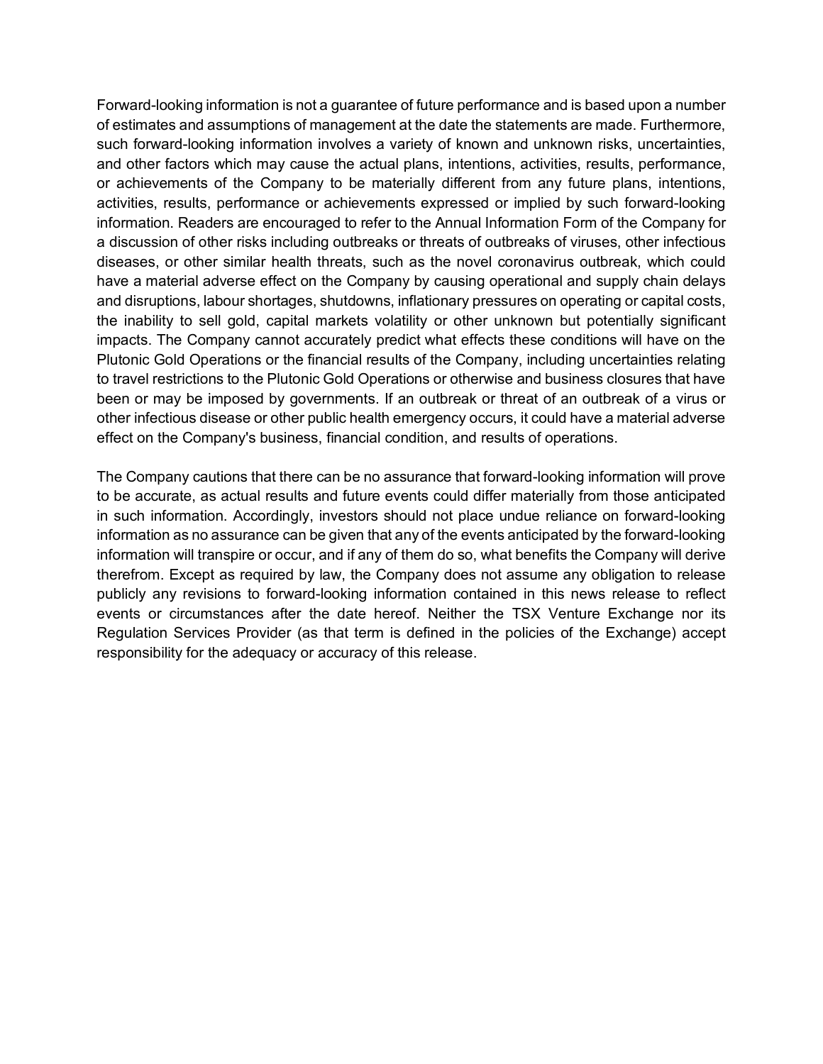Forward-looking information is not a guarantee of future performance and is based upon a number of estimates and assumptions of management at the date the statements are made. Furthermore, such forward-looking information involves a variety of known and unknown risks, uncertainties, and other factors which may cause the actual plans, intentions, activities, results, performance, or achievements of the Company to be materially different from any future plans, intentions, activities, results, performance or achievements expressed or implied by such forward-looking information. Readers are encouraged to refer to the Annual Information Form of the Company for a discussion of other risks including outbreaks or threats of outbreaks of viruses, other infectious diseases, or other similar health threats, such as the novel coronavirus outbreak, which could have a material adverse effect on the Company by causing operational and supply chain delays and disruptions, labour shortages, shutdowns, inflationary pressures on operating or capital costs, the inability to sell gold, capital markets volatility or other unknown but potentially significant impacts. The Company cannot accurately predict what effects these conditions will have on the Plutonic Gold Operations or the financial results of the Company, including uncertainties relating to travel restrictions to the Plutonic Gold Operations or otherwise and business closures that have been or may be imposed by governments. If an outbreak or threat of an outbreak of a virus or other infectious disease or other public health emergency occurs, it could have a material adverse effect on the Company's business, financial condition, and results of operations.

The Company cautions that there can be no assurance that forward-looking information will prove to be accurate, as actual results and future events could differ materially from those anticipated in such information. Accordingly, investors should not place undue reliance on forward-looking information as no assurance can be given that any of the events anticipated by the forward-looking information will transpire or occur, and if any of them do so, what benefits the Company will derive therefrom. Except as required by law, the Company does not assume any obligation to release publicly any revisions to forward-looking information contained in this news release to reflect events or circumstances after the date hereof. Neither the TSX Venture Exchange nor its Regulation Services Provider (as that term is defined in the policies of the Exchange) accept responsibility for the adequacy or accuracy of this release.